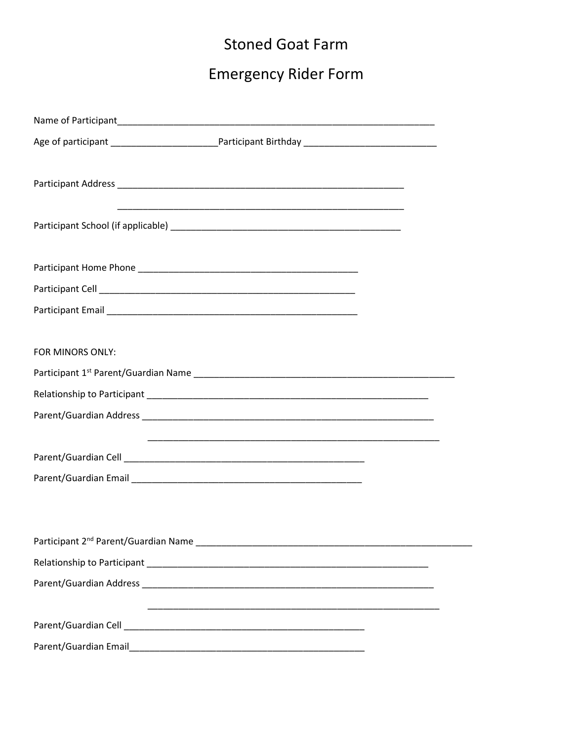# Stoned Goat Farm

## Emergency Rider Form

Name of Participant_________________________________________________________________

Age of participant _____________________Participant Birthday __________________________

Participant Address _________________________________________________________

_________________________________________________________

Participant School (if applicable) ______________________________________________

Participant Home Phone ____________________________________________

Participant Cell __________________________________________________

Participant Email _________________________________________________

FOR MINORS ONLY:

Participant 1st Parent/Guardian Name ____________________________________________________

Relationship to Participant ___________________________________________________________

Parent/Guardian Address ________________________________________________________

_________________________________________________________

Parent/Guardian Cell _______________________________________________

Parent/Guardian Email ______________________________________________

Participant 2nd Parent/Guardian Name _______________________________________________________

Relationship to Participant ___________________________________________________________

Parent/Guardian Address ________________________________________________________

_________________________________________________________

Parent/Guardian Cell _______________________________________________

Parent/Guardian Email______________________________________________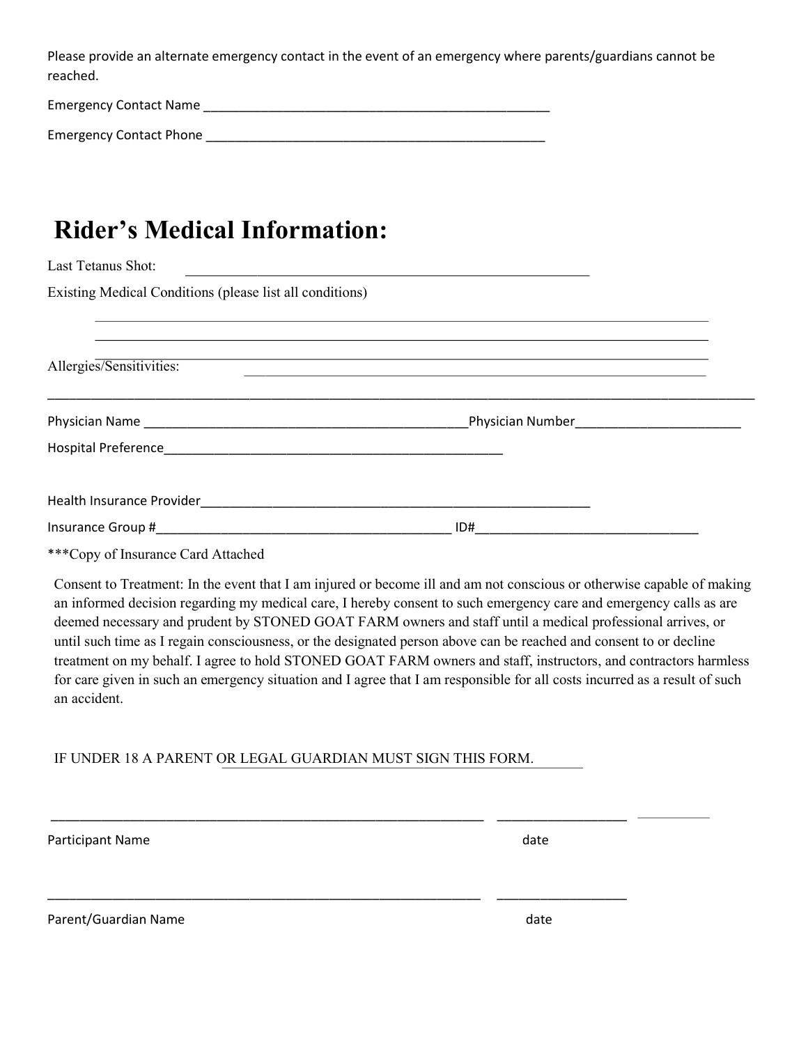Please provide an alternate emergency contact in the event of an emergency where parents/guardians cannot be reached.

Emergency Contact Name ___________________________________________________

Emergency Contact Phone __________________________________________________

# Rider's Medical Information:

Last Tetanus Shot: ___________________________________________________________

Existing Medical Conditions (please list all conditions)

_____________________________________________________________________________________

_____________________________________________________________________________________

_____________________________________________________________________________________

Allergies/Sensitivities: _________________________________________________________________

_____________________________________________________________________________________________

Physician Name _____________________________________________Physician Number_______________________

Hospital Preference_______________________________________________

Health Insurance Provider________________________________________________________

Insurance Group #_________________________________________ ID#______________________________

***Copy of Insurance Card Attached

Consent to Treatment: In the event that I am injured or become ill and am not conscious or otherwise capable of making an informed decision regarding my medical care, I hereby consent to such emergency care and emergency calls as are deemed necessary and prudent by STONED GOAT FARM owners and staff until a medical professional arrives, or until such time as I regain consciousness, or the designated person above can be reached and consent to or decline treatment on my behalf. I agree to hold STONED GOAT FARM owners and staff, instructors, and contractors harmless for care given in such an emergency situation and I agree that I am responsible for all costs incurred as a result of such an accident.

IF UNDER 18 A PARENT OR LEGAL GUARDIAN MUST SIGN THIS FORM.

_____________________________________________________________ __________________

Participant Name date

_____________________________________________________________ __________________

Parent/Guardian Name date